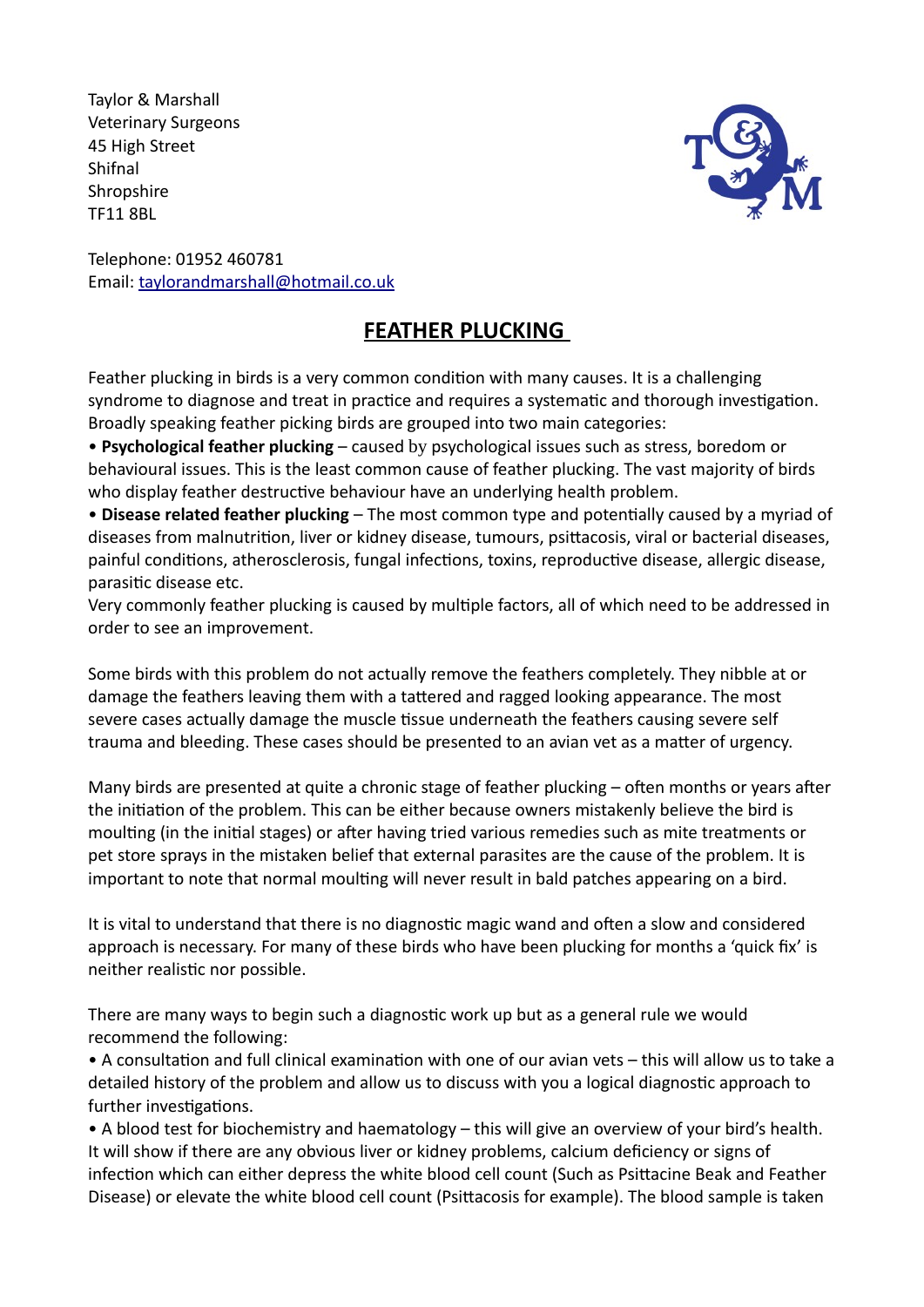Taylor & Marshall
Veterinary Surgeons
45 High Street
Shifnal
Shropshire
TF11 8BL

Telephone: 01952 460781
Email: taylorandmarshall@hotmail.co.uk

# FEATHER PLUCKING

Feather plucking in birds is a very common condition with many causes. It is a challenging syndrome to diagnose and treat in practice and requires a systematic and thorough investigation. Broadly speaking feather picking birds are grouped into two main categories:

- **Psychological feather plucking** – caused by psychological issues such as stress, boredom or behavioural issues. This is the least common cause of feather plucking. The vast majority of birds who display feather destructive behaviour have an underlying health problem.
- **Disease related feather plucking** – The most common type and potentially caused by a myriad of diseases from malnutrition, liver or kidney disease, tumours, psittacosis, viral or bacterial diseases, painful conditions, atherosclerosis, fungal infections, toxins, reproductive disease, allergic disease, parasitic disease etc.

Very commonly feather plucking is caused by multiple factors, all of which need to be addressed in order to see an improvement.

Some birds with this problem do not actually remove the feathers completely. They nibble at or damage the feathers leaving them with a tattered and ragged looking appearance. The most severe cases actually damage the muscle tissue underneath the feathers causing severe self trauma and bleeding. These cases should be presented to an avian vet as a matter of urgency.

Many birds are presented at quite a chronic stage of feather plucking – often months or years after the initiation of the problem. This can be either because owners mistakenly believe the bird is moulting (in the initial stages) or after having tried various remedies such as mite treatments or pet store sprays in the mistaken belief that external parasites are the cause of the problem. It is important to note that normal moulting will never result in bald patches appearing on a bird.

It is vital to understand that there is no diagnostic magic wand and often a slow and considered approach is necessary. For many of these birds who have been plucking for months a 'quick fix' is neither realistic nor possible.

There are many ways to begin such a diagnostic work up but as a general rule we would recommend the following:

- A consultation and full clinical examination with one of our avian vets – this will allow us to take a detailed history of the problem and allow us to discuss with you a logical diagnostic approach to further investigations.
- A blood test for biochemistry and haematology – this will give an overview of your bird's health. It will show if there are any obvious liver or kidney problems, calcium deficiency or signs of infection which can either depress the white blood cell count (Such as Psittacine Beak and Feather Disease) or elevate the white blood cell count (Psittacosis for example). The blood sample is taken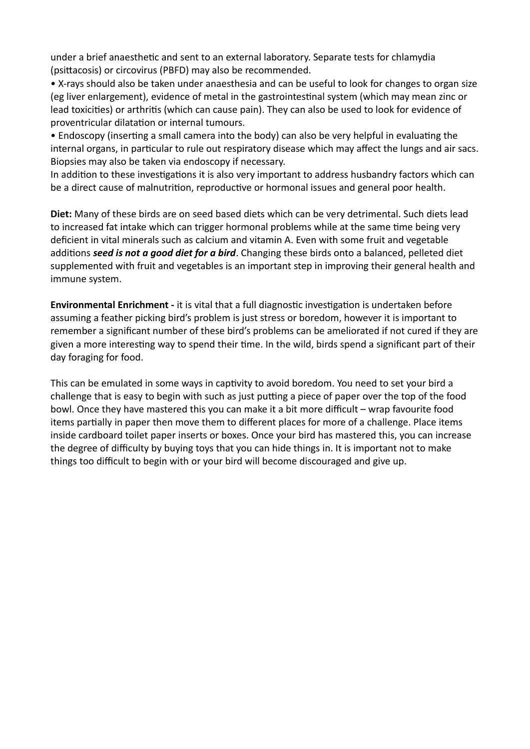under a brief anaesthetic and sent to an external laboratory. Separate tests for chlamydia (psittacosis) or circovirus (PBFD) may also be recommended.

- X-rays should also be taken under anaesthesia and can be useful to look for changes to organ size (eg liver enlargement), evidence of metal in the gastrointestinal system (which may mean zinc or lead toxicities) or arthritis (which can cause pain). They can also be used to look for evidence of proventricular dilatation or internal tumours.
- Endoscopy (inserting a small camera into the body) can also be very helpful in evaluating the internal organs, in particular to rule out respiratory disease which may affect the lungs and air sacs. Biopsies may also be taken via endoscopy if necessary.

In addition to these investigations it is also very important to address husbandry factors which can be a direct cause of malnutrition, reproductive or hormonal issues and general poor health.

**Diet:** Many of these birds are on seed based diets which can be very detrimental. Such diets lead to increased fat intake which can trigger hormonal problems while at the same time being very deficient in vital minerals such as calcium and vitamin A. Even with some fruit and vegetable additions ***seed is not a good diet for a bird***. Changing these birds onto a balanced, pelleted diet supplemented with fruit and vegetables is an important step in improving their general health and immune system.

**Environmental Enrichment -** it is vital that a full diagnostic investigation is undertaken before assuming a feather picking bird's problem is just stress or boredom, however it is important to remember a significant number of these bird's problems can be ameliorated if not cured if they are given a more interesting way to spend their time. In the wild, birds spend a significant part of their day foraging for food.

This can be emulated in some ways in captivity to avoid boredom. You need to set your bird a challenge that is easy to begin with such as just putting a piece of paper over the top of the food bowl. Once they have mastered this you can make it a bit more difficult – wrap favourite food items partially in paper then move them to different places for more of a challenge. Place items inside cardboard toilet paper inserts or boxes. Once your bird has mastered this, you can increase the degree of difficulty by buying toys that you can hide things in. It is important not to make things too difficult to begin with or your bird will become discouraged and give up.